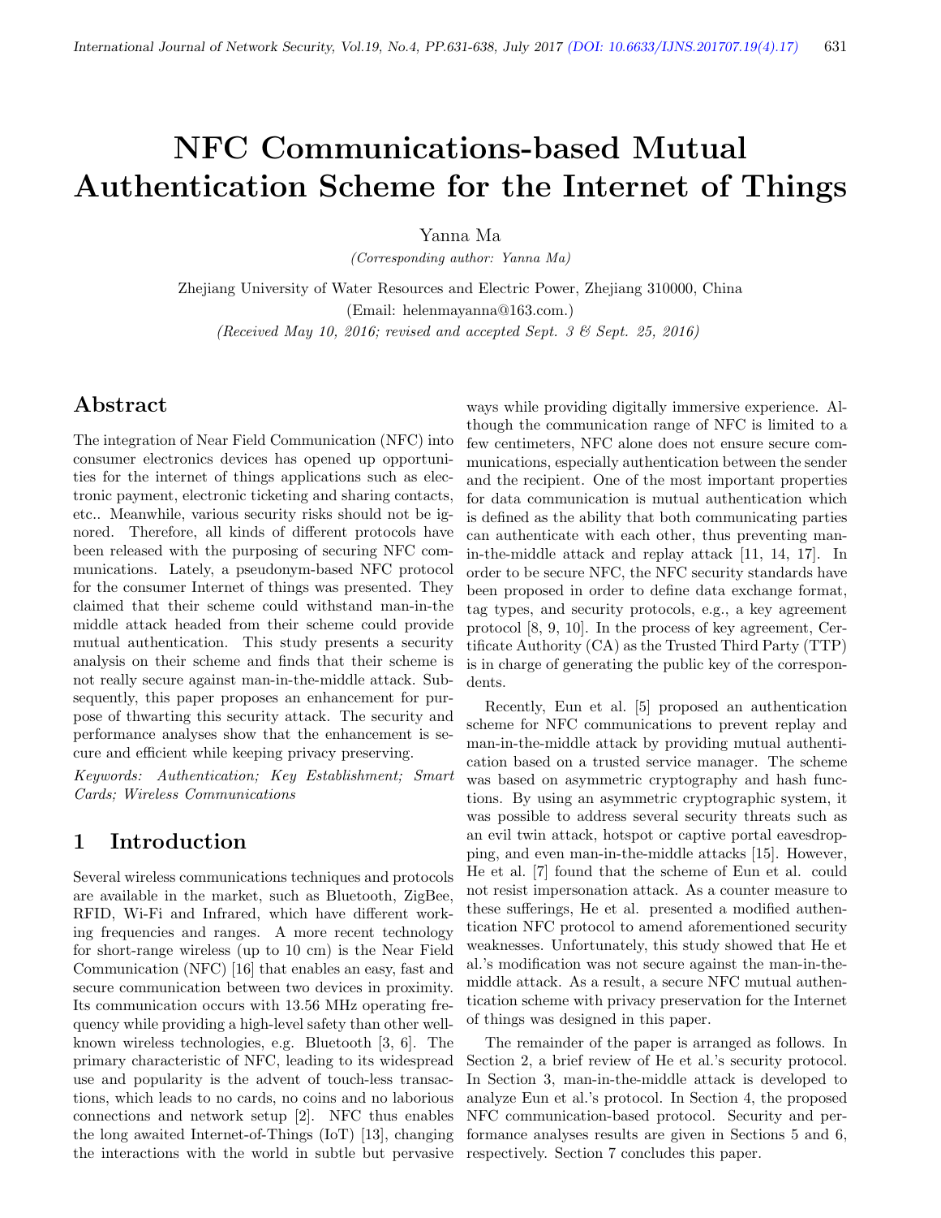# NFC Communications-based Mutual Authentication Scheme for the Internet of Things

Yanna Ma

*(Corresponding author: Yanna Ma)*

Zhejiang University of Water Resources and Electric Power, Zhejiang 310000, China

(Email: helenmayanna@163.com.)

*(Received May 10, 2016; revised and accepted Sept. 3 & Sept. 25, 2016)*

## Abstract

The integration of Near Field Communication (NFC) into consumer electronics devices has opened up opportunities for the internet of things applications such as electronic payment, electronic ticketing and sharing contacts, etc.. Meanwhile, various security risks should not be ignored. Therefore, all kinds of different protocols have been released with the purposing of securing NFC communications. Lately, a pseudonym-based NFC protocol for the consumer Internet of things was presented. They claimed that their scheme could withstand man-in-the middle attack headed from their scheme could provide mutual authentication. This study presents a security analysis on their scheme and finds that their scheme is not really secure against man-in-the-middle attack. Subsequently, this paper proposes an enhancement for purpose of thwarting this security attack. The security and performance analyses show that the enhancement is secure and efficient while keeping privacy preserving.

*Keywords: Authentication; Key Establishment; Smart Cards; Wireless Communications*

## 1 Introduction

Several wireless communications techniques and protocols are available in the market, such as Bluetooth, ZigBee, RFID, Wi-Fi and Infrared, which have different working frequencies and ranges. A more recent technology for short-range wireless (up to 10 cm) is the Near Field Communication (NFC) [16] that enables an easy, fast and secure communication between two devices in proximity. Its communication occurs with 13.56 MHz operating frequency while providing a high-level safety than other well-known wireless technologies, e.g. Bluetooth [3, 6]. The primary characteristic of NFC, leading to its widespread use and popularity is the advent of touch-less transactions, which leads to no cards, no coins and no laborious connections and network setup [2]. NFC thus enables the long awaited Internet-of-Things (IoT) [13], changing the interactions with the world in subtle but pervasive ways while providing digitally immersive experience. Although the communication range of NFC is limited to a few centimeters, NFC alone does not ensure secure communications, especially authentication between the sender and the recipient. One of the most important properties for data communication is mutual authentication which is defined as the ability that both communicating parties can authenticate with each other, thus preventing man-in-the-middle attack and replay attack [11, 14, 17]. In order to be secure NFC, the NFC security standards have been proposed in order to define data exchange format, tag types, and security protocols, e.g., a key agreement protocol [8, 9, 10]. In the process of key agreement, Certificate Authority (CA) as the Trusted Third Party (TTP) is in charge of generating the public key of the correspondents.

Recently, Eun et al. [5] proposed an authentication scheme for NFC communications to prevent replay and man-in-the-middle attack by providing mutual authentication based on a trusted service manager. The scheme was based on asymmetric cryptography and hash functions. By using an asymmetric cryptographic system, it was possible to address several security threats such as an evil twin attack, hotspot or captive portal eavesdropping, and even man-in-the-middle attacks [15]. However, He et al. [7] found that the scheme of Eun et al. could not resist impersonation attack. As a counter measure to these sufferings, He et al. presented a modified authentication NFC protocol to amend aforementioned security weaknesses. Unfortunately, this study showed that He et al.'s modification was not secure against the man-in-the-middle attack. As a result, a secure NFC mutual authentication scheme with privacy preservation for the Internet of things was designed in this paper.

The remainder of the paper is arranged as follows. In Section 2, a brief review of He et al.'s security protocol. In Section 3, man-in-the-middle attack is developed to analyze Eun et al.'s protocol. In Section 4, the proposed NFC communication-based protocol. Security and performance analyses results are given in Sections 5 and 6, respectively. Section 7 concludes this paper.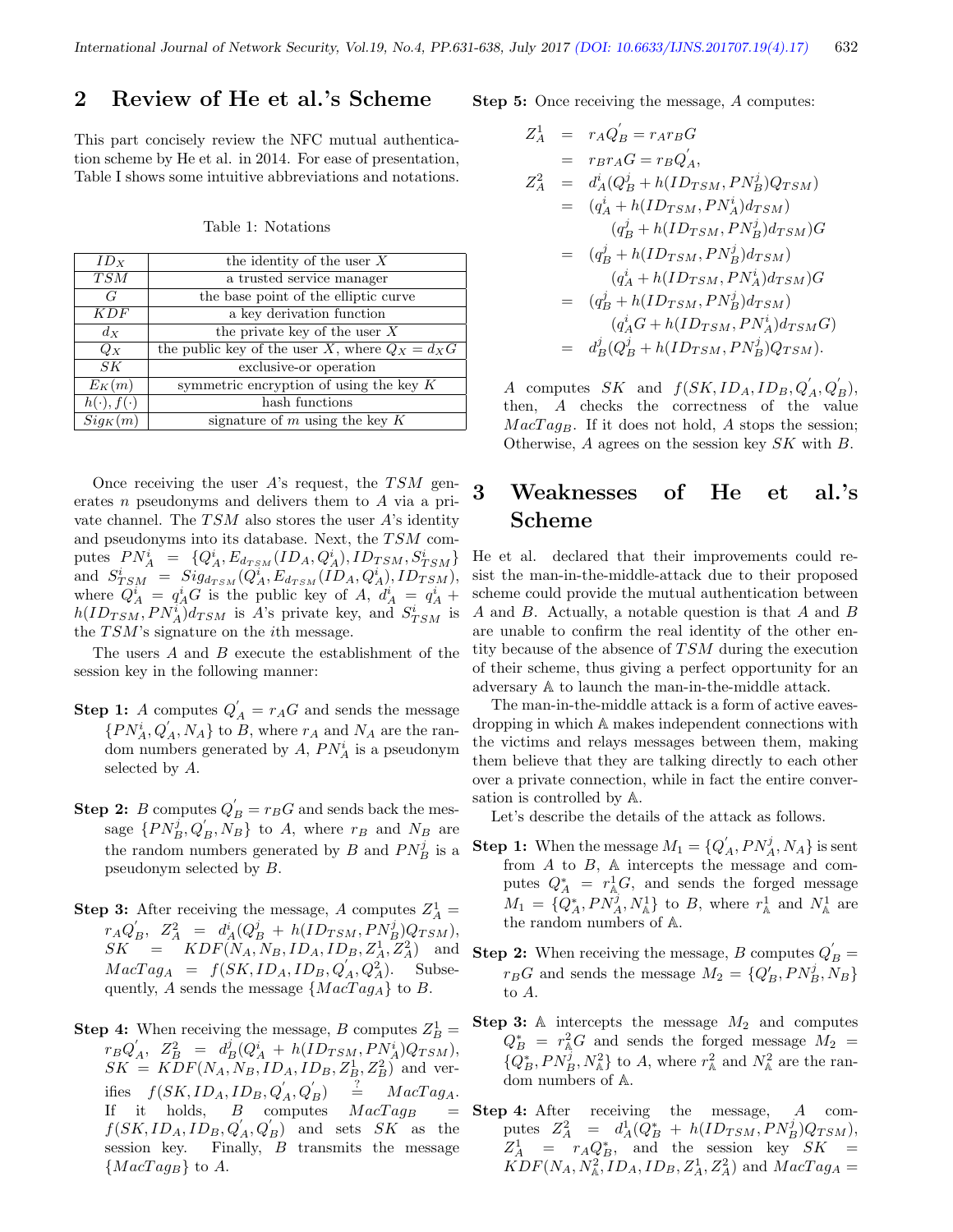## 2 Review of He et al.'s Scheme

This part concisely review the NFC mutual authentication scheme by He et al. in 2014. For ease of presentation, Table I shows some intuitive abbreviations and notations.

Table 1: Notations

| | |
|---|---|
| $ID_X$ | the identity of the user $X$ |
| $TSM$ | a trusted service manager |
| $G$ | the base point of the elliptic curve |
| $KDF$ | a key derivation function |
| $d_X$ | the private key of the user $X$ |
| $Q_X$ | the public key of the user $X$, where $Q_X = d_X G$ |
| $SK$ | exclusive-or operation |
| $E_K(m)$ | symmetric encryption of using the key $K$ |
| $h(\cdot), f(\cdot)$ | hash functions |
| $Sig_K(m)$ | signature of $m$ using the key $K$ |

Once receiving the user $A$'s request, the $TSM$ generates $n$ pseudonyms and delivers them to $A$ via a private channel. The $TSM$ also stores the user $A$'s identity and pseudonyms into its database. Next, the $TSM$ computes $PN_A^i = \{Q_A^i, E_{d_{TSM}}(ID_A, Q_A^i), ID_{TSM}, S_{TSM}^i\}$ and $S_{TSM}^i = Sig_{d_{TSM}}(Q_A^i, E_{d_{TSM}}(ID_A, Q_A^i), ID_{TSM})$, where $Q_A^i = q_A^i G$ is the public key of $A$, $d_A^i = q_A^i + h(ID_{TSM}, PN_A^i)d_{TSM}$ is $A$'s private key, and $S_{TSM}^i$ is the $TSM$'s signature on the $i$th message.

The users $A$ and $B$ execute the establishment of the session key in the following manner:

**Step 1:** $A$ computes $Q_A^{'} = r_A G$ and sends the message $\{PN_A^i, Q_A^{'}, N_A\}$ to $B$, where $r_A$ and $N_A$ are the random numbers generated by $A$, $PN_A^i$ is a pseudonym selected by $A$.

**Step 2:** $B$ computes $Q_B^{'} = r_B G$ and sends back the message $\{PN_B^j, Q_B^{'}, N_B\}$ to $A$, where $r_B$ and $N_B$ are the random numbers generated by $B$ and $PN_B^j$ is a pseudonym selected by $B$.

**Step 3:** After receiving the message, $A$ computes $Z_A^1 = r_A Q_B^{'}$, $Z_A^2 = d_A^i(Q_B^j + h(ID_{TSM}, PN_B^j)Q_{TSM})$, $SK = KDF(N_A, N_B, ID_A, ID_B, Z_A^1, Z_A^2)$ and $MacTag_A = f(SK, ID_A, ID_B, Q_A^{'}, Q_A^2)$. Subsequently, $A$ sends the message $\{MacTag_A\}$ to $B$.

**Step 4:** When receiving the message, $B$ computes $Z_B^1 = r_B Q_A^{'}$, $Z_B^2 = d_B^j(Q_A^i + h(ID_{TSM}, PN_A^i)Q_{TSM})$, $SK = KDF(N_A, N_B, ID_A, ID_B, Z_B^1, Z_B^2)$ and verifies $f(SK, ID_A, ID_B, Q_A^{'}, Q_B^{'}) \stackrel{?}{=} MacTag_A$. If it holds, $B$ computes $MacTag_B = f(SK, ID_A, ID_B, Q_A^{'}, Q_B^{'})$ and sets $SK$ as the session key. Finally, $B$ transmits the message $\{MacTag_B\}$ to $A$.

**Step 5:** Once receiving the message, $A$ computes:

$$
\begin{aligned}
Z_A^1 &= r_A Q_B^{'} = r_A r_B G \\
&= r_B r_A G = r_B Q_A^{'}, \\
Z_A^2 &= d_A^i(Q_B^j + h(ID_{TSM}, PN_B^j)Q_{TSM}) \\
&= (q_A^i + h(ID_{TSM}, PN_A^i)d_{TSM}) \\
&\quad (q_B^j + h(ID_{TSM}, PN_B^j)d_{TSM})G \\
&= (q_B^j + h(ID_{TSM}, PN_B^j)d_{TSM}) \\
&\quad (q_A^i + h(ID_{TSM}, PN_A^i)d_{TSM})G \\
&= (q_B^j + h(ID_{TSM}, PN_B^j)d_{TSM}) \\
&\quad (q_A^i G + h(ID_{TSM}, PN_A^i)d_{TSM}G) \\
&= d_B^j(Q_B^j + h(ID_{TSM}, PN_B^j)Q_{TSM}).
\end{aligned}
$$

$A$ computes $SK$ and $f(SK, ID_A, ID_B, Q_A^{'}, Q_B^{'})$, then, $A$ checks the correctness of the value $MacTag_B$. If it does not hold, $A$ stops the session; Otherwise, $A$ agrees on the session key $SK$ with $B$.

## 3 Weaknesses of He et al.'s Scheme

He et al. declared that their improvements could resist the man-in-the-middle-attack due to their proposed scheme could provide the mutual authentication between $A$ and $B$. Actually, a notable question is that $A$ and $B$ are unable to confirm the real identity of the other entity because of the absence of $TSM$ during the execution of their scheme, thus giving a perfect opportunity for an adversary $\mathbb{A}$ to launch the man-in-the-middle attack.

The man-in-the-middle attack is a form of active eavesdropping in which $\mathbb{A}$ makes independent connections with the victims and relays messages between them, making them believe that they are talking directly to each other over a private connection, while in fact the entire conversation is controlled by $\mathbb{A}$.

Let's describe the details of the attack as follows.

**Step 1:** When the message $M_1 = \{Q_A^{'}, PN_A^j, N_A\}$ is sent from $A$ to $B$, $\mathbb{A}$ intercepts the message and computes $Q_A^* = r_{\mathbb{A}}^1 G$, and sends the forged message $M_1 = \{Q_A^*, PN_A^j, N_{\mathbb{A}}^1\}$ to $B$, where $r_{\mathbb{A}}^1$ and $N_{\mathbb{A}}^1$ are the random numbers of $\mathbb{A}$.

**Step 2:** When receiving the message, $B$ computes $Q_B^{'} = r_B G$ and sends the message $M_2 = \{Q_B^{'}, PN_B^j, N_B\}$ to $A$.

**Step 3:** $\mathbb{A}$ intercepts the message $M_2$ and computes $Q_B^* = r_{\mathbb{A}}^2 G$ and sends the forged message $M_2 = \{Q_B^*, PN_B^j, N_{\mathbb{A}}^2\}$ to $A$, where $r_{\mathbb{A}}^2$ and $N_{\mathbb{A}}^2$ are the random numbers of $\mathbb{A}$.

**Step 4:** After receiving the message, $A$ computes $Z_A^2 = d_A^1(Q_B^* + h(ID_{TSM}, PN_B^j)Q_{TSM})$, $Z_A^1 = r_A Q_B^*$, and the session key $SK = KDF(N_A, N_{\mathbb{A}}^2, ID_A, ID_B, Z_A^1, Z_A^2)$ and $MacTag_A =$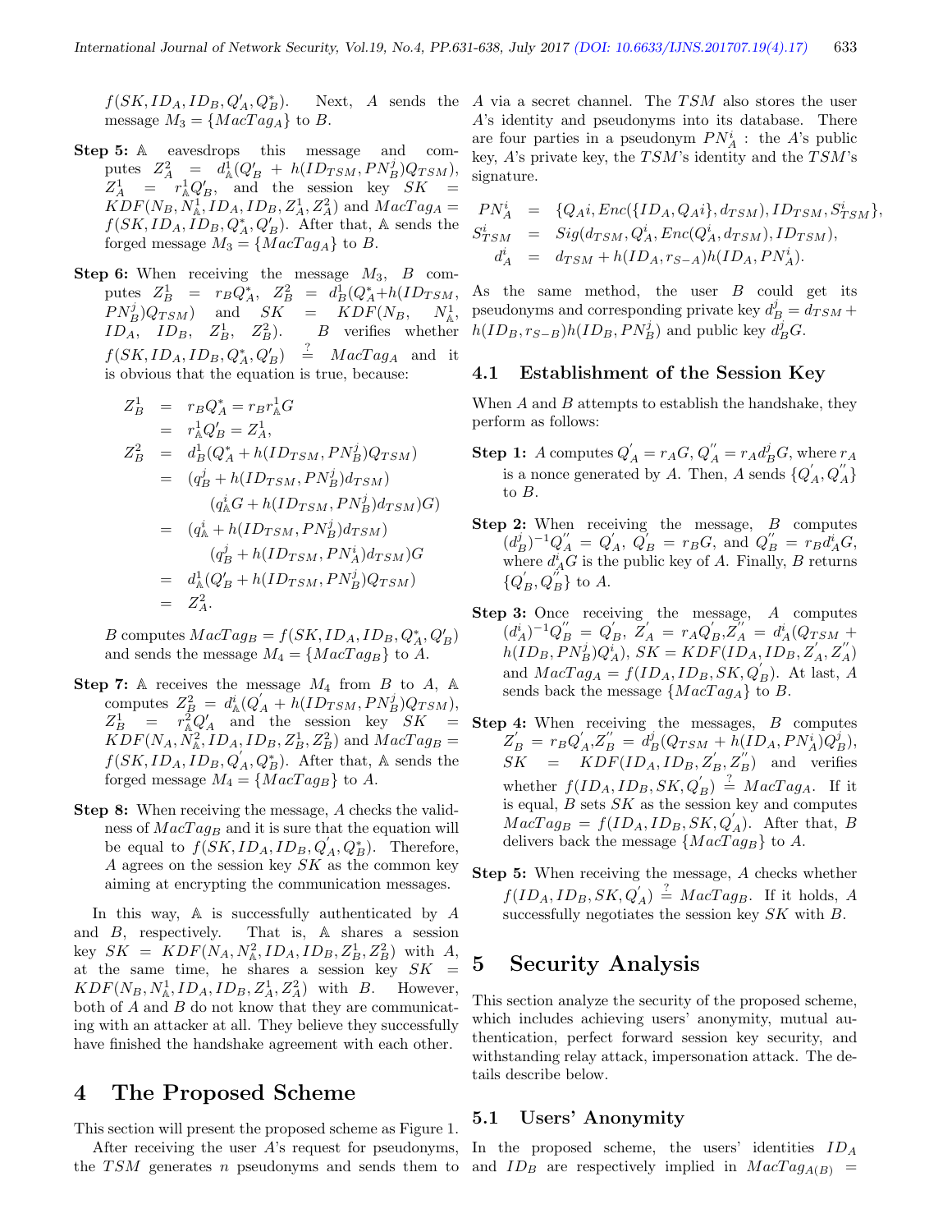$f(SK, ID_A, ID_B, Q'_A, Q^*_B)$. Next, $A$ sends the message $M_3 = \{MacTag_A\}$ to $B$.

**Step 5:** $\mathbb{A}$ eavesdrops this message and computes $Z_A^2 = d^1_{\mathbb{A}}(Q'_B + h(ID_{TSM}, PN^j_B)Q_{TSM})$, $Z_A^1 = r^1_{\mathbb{A}}Q'_B$, and the session key $SK = KDF(N_B, N^1_{\mathbb{A}}, ID_A, ID_B, Z^1_A, Z^2_A)$ and $MacTag_A = f(SK, ID_A, ID_B, Q^*_A, Q'_B)$. After that, $\mathbb{A}$ sends the forged message $M_3 = \{MacTag_A\}$ to $B$.

**Step 6:** When receiving the message $M_3$, $B$ computes $Z^1_B = r_B Q^*_A$, $Z^2_B = d^1_B(Q^*_A + h(ID_{TSM}, PN^j_B)Q_{TSM})$ and $SK = KDF(N_B, N^1_{\mathbb{A}}, ID_A, ID_B, Z^1_B, Z^2_B)$. $B$ verifies whether $f(SK, ID_A, ID_B, Q^*_A, Q'_B) \stackrel{?}{=} MacTag_A$ and it is obvious that the equation is true, because:

$$
\begin{aligned}
Z^1_B &= r_B Q^*_A = r_B r^1_{\mathbb{A}} G \\
&= r^1_{\mathbb{A}} Q'_B = Z^1_A, \\
Z^2_B &= d^1_B(Q^*_A + h(ID_{TSM}, PN^j_B)Q_{TSM}) \\
&= (q^j_B + h(ID_{TSM}, PN^j_B)d_{TSM}) \\
&\quad (q^i_{\mathbb{A}} G + h(ID_{TSM}, PN^j_B)d_{TSM})G) \\
&= (q^i_{\mathbb{A}} + h(ID_{TSM}, PN^j_B)d_{TSM}) \\
&\quad (q^j_B + h(ID_{TSM}, PN^i_A)d_{TSM})G \\
&= d^1_{\mathbb{A}}(Q'_B + h(ID_{TSM}, PN^j_B)Q_{TSM}) \\
&= Z^2_A.
\end{aligned}
$$

$B$ computes $MacTag_B = f(SK, ID_A, ID_B, Q^*_A, Q'_B)$ and sends the message $M_4 = \{MacTag_B\}$ to $A$.

**Step 7:** $\mathbb{A}$ receives the message $M_4$ from $B$ to $A$, $\mathbb{A}$ computes $Z^2_B = d^i_{\mathbb{A}}(Q'_A + h(ID_{TSM}, PN^j_B)Q_{TSM})$, $Z^1_B = r^2_{\mathbb{A}}Q'_A$ and the session key $SK = KDF(N_A, N^2_{\mathbb{A}}, ID_A, ID_B, Z^1_B, Z^2_B)$ and $MacTag_B = f(SK, ID_A, ID_B, Q'_A, Q^*_B)$. After that, $\mathbb{A}$ sends the forged message $M_4 = \{MacTag_B\}$ to $A$.

**Step 8:** When receiving the message, $A$ checks the validness of $MacTag_B$ and it is sure that the equation will be equal to $f(SK, ID_A, ID_B, Q'_A, Q^*_B)$. Therefore, $A$ agrees on the session key $SK$ as the common key aiming at encrypting the communication messages.

In this way, $\mathbb{A}$ is successfully authenticated by $A$ and $B$, respectively. That is, $\mathbb{A}$ shares a session key $SK = KDF(N_A, N^2_{\mathbb{A}}, ID_A, ID_B, Z^1_B, Z^2_B)$ with $A$, at the same time, he shares a session key $SK = KDF(N_B, N^1_{\mathbb{A}}, ID_A, ID_B, Z^1_A, Z^2_A)$ with $B$. However, both of $A$ and $B$ do not know that they are communicating with an attacker at all. They believe they successfully have finished the handshake agreement with each other.

# 4 The Proposed Scheme

This section will present the proposed scheme as Figure 1.

After receiving the user $A$'s request for pseudonyms, the $TSM$ generates $n$ pseudonyms and sends them to $A$ via a secret channel. The $TSM$ also stores the user $A$'s identity and pseudonyms into its database. There are four parties in a pseudonym $PN^i_A$ : the $A$'s public key, $A$'s private key, the $TSM$'s identity and the $TSM$'s signature.

$$
\begin{aligned}
PN^i_A &= \{Q_A i, Enc(\{ID_A, Q_A i\}, d_{TSM}), ID_{TSM}, S^i_{TSM}\}, \\
S^i_{TSM} &= Sig(d_{TSM}, Q^i_A, Enc(Q^i_A, d_{TSM}), ID_{TSM}), \\
d^i_A &= d_{TSM} + h(ID_A, r_{S-A})h(ID_A, PN^i_A).
\end{aligned}
$$

As the same method, the user $B$ could get its pseudonyms and corresponding private key $d^j_B = d_{TSM} + h(ID_B, r_{S-B})h(ID_B, PN^j_B)$ and public key $d^j_B G$.

## 4.1 Establishment of the Session Key

When $A$ and $B$ attempts to establish the handshake, they perform as follows:

**Step 1:** $A$ computes $Q'_A = r_A G$, $Q''_A = r_A d^j_B G$, where $r_A$ is a nonce generated by $A$. Then, $A$ sends $\{Q'_A, Q''_A\}$ to $B$.

**Step 2:** When receiving the message, $B$ computes $(d^j_B)^{-1}Q''_A = Q'_A$, $Q'_B = r_B G$, and $Q''_B = r_B d^i_A G$, where $d^i_A G$ is the public key of $A$. Finally, $B$ returns $\{Q'_B, Q''_B\}$ to $A$.

**Step 3:** Once receiving the message, $A$ computes $(d^i_A)^{-1}Q''_B = Q'_B$, $Z'_A = r_A Q'_B$, $Z''_A = d^i_A(Q_{TSM} + h(ID_B, PN^j_B)Q^i_A)$, $SK = KDF(ID_A, ID_B, Z'_A, Z''_A)$ and $MacTag_A = f(ID_A, ID_B, SK, Q'_B)$. At last, $A$ sends back the message $\{MacTag_A\}$ to $B$.

**Step 4:** When receiving the messages, $B$ computes $Z'_B = r_B Q'_A$, $Z''_B = d^j_B(Q_{TSM} + h(ID_A, PN^i_A)Q^j_B)$, $SK = KDF(ID_A, ID_B, Z'_B, Z''_B)$ and verifies whether $f(ID_A, ID_B, SK, Q'_B) \stackrel{?}{=} MacTag_A$. If it is equal, $B$ sets $SK$ as the session key and computes $MacTag_B = f(ID_A, ID_B, SK, Q'_A)$. After that, $B$ delivers back the message $\{MacTag_B\}$ to $A$.

**Step 5:** When receiving the message, $A$ checks whether $f(ID_A, ID_B, SK, Q'_A) \stackrel{?}{=} MacTag_B$. If it holds, $A$ successfully negotiates the session key $SK$ with $B$.

# 5 Security Analysis

This section analyze the security of the proposed scheme, which includes achieving users' anonymity, mutual authentication, perfect forward session key security, and withstanding relay attack, impersonation attack. The details describe below.

## 5.1 Users' Anonymity

In the proposed scheme, the users' identities $ID_A$ and $ID_B$ are respectively implied in $MacTag_{A(B)} =$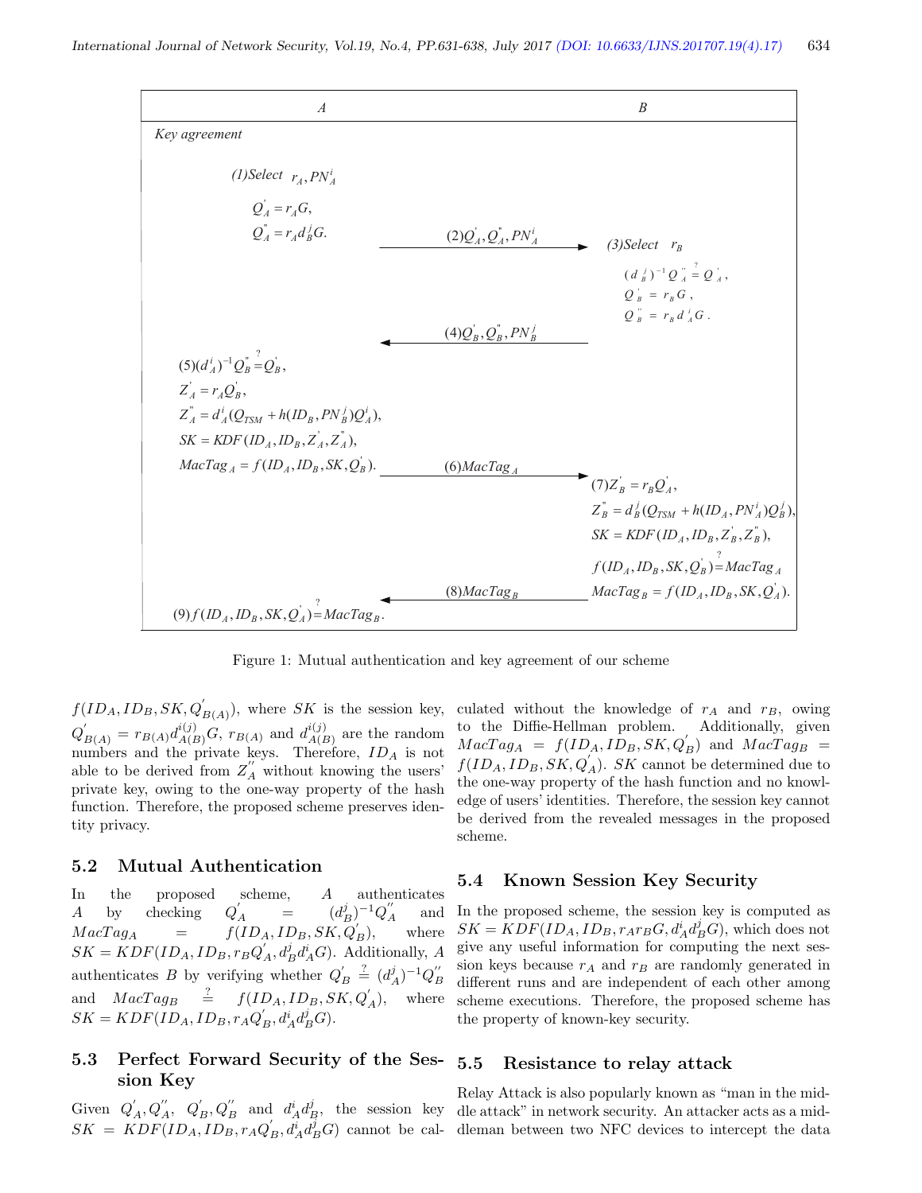| A | | B |
|---|---|---|
| *Key agreement* | | |
| (1)Select $r_A, PN_A^i$ <br> $Q_A^{'} = r_A G$, <br> $Q_A^{"} = r_A d_B^j G$. | | |
| | (2)$Q_A^{'}, Q_A^{"}, PN_A^i$ → | (3)Select $r_B$ <br> $(d_B^j)^{-1} Q_A^{"} \stackrel{?}{=} Q_A^{'}$, <br> $Q_B^{'} = r_B G$, <br> $Q_B^{"} = r_B d_A^i G$. |
| | ← (4)$Q_B^{'}, Q_B^{"}, PN_B^j$ | |
| (5)$(d_A^i)^{-1} Q_B^{"} \stackrel{?}{=} Q_B^{'}$, <br> $Z_A^{'} = r_A Q_B^{'}$, <br> $Z_A^{"} = d_A^i (Q_{TSM} + h(ID_B, PN_B^j) Q_A^i)$, <br> $SK = KDF(ID_A, ID_B, Z_A^{'}, Z_A^{"})$, <br> $MacTag_A = f(ID_A, ID_B, SK, Q_B^{'})$. | | |
| | (6)$MacTag_A$ → | (7)$Z_B^{'} = r_B Q_A^{'}$, <br> $Z_B^{"} = d_B^j (Q_{TSM} + h(ID_A, PN_A^i) Q_B^j)$, <br> $SK = KDF(ID_A, ID_B, Z_B^{'}, Z_B^{"})$, <br> $f(ID_A, ID_B, SK, Q_B^{'}) \stackrel{?}{=} MacTag_A$ <br> $MacTag_B = f(ID_A, ID_B, SK, Q_A^{'})$. |
| | ← (8)$MacTag_B$ | |
| (9)$f(ID_A, ID_B, SK, Q_A^{'}) \stackrel{?}{=} MacTag_B$. | | |

Figure 1: Mutual authentication and key agreement of our scheme

$f(ID_A, ID_B, SK, Q_{B(A)}^{'})$, where $SK$ is the session key, $Q_{B(A)}^{'} = r_{B(A)} d_{A(B)}^{i(j)} G$, $r_{B(A)}$ and $d_{A(B)}^{i(j)}$ are the random numbers and the private keys. Therefore, $ID_A$ is not able to be derived from $Z_A^{''}$ without knowing the users' private key, owing to the one-way property of the hash function. Therefore, the proposed scheme preserves identity privacy.

## 5.2 Mutual Authentication

In the proposed scheme, $A$ authenticates $A$ by checking $Q_A^{'} = (d_B^j)^{-1} Q_A^{''}$ and $MacTag_A = f(ID_A, ID_B, SK, Q_B^{'})$, where $SK = KDF(ID_A, ID_B, r_B Q_A^{'}, d_B^j d_A^i G)$. Additionally, $A$ authenticates $B$ by verifying whether $Q_B^{'} \stackrel{?}{=} (d_A^j)^{-1} Q_B^{''}$ and $MacTag_B \stackrel{?}{=} f(ID_A, ID_B, SK, Q_A^{'})$, where $SK = KDF(ID_A, ID_B, r_A Q_B^{'}, d_A^i d_B^j G)$.

## 5.3 Perfect Forward Security of the Session Key

Given $Q_A^{'}, Q_A^{''}$, $Q_B^{'}, Q_B^{''}$ and $d_A^i d_B^j$, the session key $SK = KDF(ID_A, ID_B, r_A Q_B^{'}, d_A^i d_B^j G)$ cannot be calculated without the knowledge of $r_A$ and $r_B$, owing to the Diffie-Hellman problem. Additionally, given $MacTag_A = f(ID_A, ID_B, SK, Q_B^{'})$ and $MacTag_B = f(ID_A, ID_B, SK, Q_A^{'})$. $SK$ cannot be determined due to the one-way property of the hash function and no knowledge of users' identities. Therefore, the session key cannot be derived from the revealed messages in the proposed scheme.

## 5.4 Known Session Key Security

In the proposed scheme, the session key is computed as $SK = KDF(ID_A, ID_B, r_A r_B G, d_A^i d_B^j G)$, which does not give any useful information for computing the next session keys because $r_A$ and $r_B$ are randomly generated in different runs and are independent of each other among scheme executions. Therefore, the proposed scheme has the property of known-key security.

## 5.5 Resistance to relay attack

Relay Attack is also popularly known as "man in the middle attack" in network security. An attacker acts as a middleman between two NFC devices to intercept the data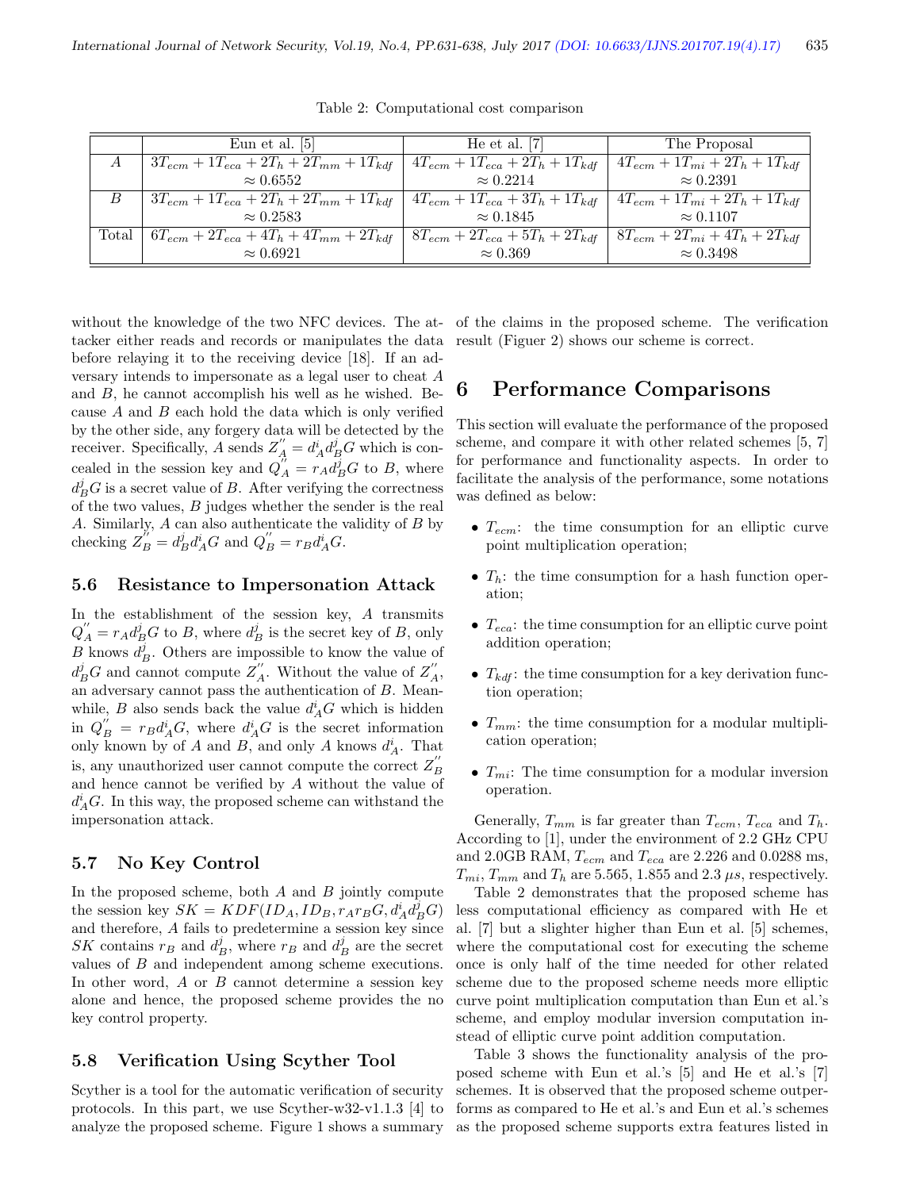Table 2: Computational cost comparison

| | Eun et al. [5] | He et al. [7] | The Proposal |
|---|---|---|---|
| $A$ | $3T_{ecm} + 1T_{eca} + 2T_h + 2T_{mm} + 1T_{kdf}$ $\approx 0.6552$ | $4T_{ecm} + 1T_{eca} + 2T_h + 1T_{kdf}$ $\approx 0.2214$ | $4T_{ecm} + 1T_{mi} + 2T_h + 1T_{kdf}$ $\approx 0.2391$ |
| $B$ | $3T_{ecm} + 1T_{eca} + 2T_h + 2T_{mm} + 1T_{kdf}$ $\approx 0.2583$ | $4T_{ecm} + 1T_{eca} + 3T_h + 1T_{kdf}$ $\approx 0.1845$ | $4T_{ecm} + 1T_{mi} + 2T_h + 1T_{kdf}$ $\approx 0.1107$ |
| Total | $6T_{ecm} + 2T_{eca} + 4T_h + 4T_{mm} + 2T_{kdf}$ $\approx 0.6921$ | $8T_{ecm} + 2T_{eca} + 5T_h + 2T_{kdf}$ $\approx 0.369$ | $8T_{ecm} + 2T_{mi} + 4T_h + 2T_{kdf}$ $\approx 0.3498$ |

without the knowledge of the two NFC devices. The attacker either reads and records or manipulates the data before relaying it to the receiving device [18]. If an adversary intends to impersonate as a legal user to cheat $A$ and $B$, he cannot accomplish his well as he wished. Because $A$ and $B$ each hold the data which is only verified by the other side, any forgery data will be detected by the receiver. Specifically, $A$ sends $Z_A^{''} = d_A^i d_B^j G$ which is concealed in the session key and $Q_A^{''} = r_A d_B^j G$ to $B$, where $d_B^j G$ is a secret value of $B$. After verifying the correctness of the two values, $B$ judges whether the sender is the real $A$. Similarly, $A$ can also authenticate the validity of $B$ by checking $Z_B^{''} = d_B^j d_A^i G$ and $Q_B^{''} = r_B d_A^i G$.

### 5.6 Resistance to Impersonation Attack

In the establishment of the session key, $A$ transmits $Q_A^{''} = r_A d_B^j G$ to $B$, where $d_B^j$ is the secret key of $B$, only $B$ knows $d_B^j$. Others are impossible to know the value of $d_B^j G$ and cannot compute $Z_A^{''}$. Without the value of $Z_A^{''}$, an adversary cannot pass the authentication of $B$. Meanwhile, $B$ also sends back the value $d_A^i G$ which is hidden in $Q_B^{''} = r_B d_A^i G$, where $d_A^i G$ is the secret information only known by of $A$ and $B$, and only $A$ knows $d_A^i$. That is, any unauthorized user cannot compute the correct $Z_B^{''}$ and hence cannot be verified by $A$ without the value of $d_A^i G$. In this way, the proposed scheme can withstand the impersonation attack.

### 5.7 No Key Control

In the proposed scheme, both $A$ and $B$ jointly compute the session key $SK = KDF(ID_A, ID_B, r_A r_B G, d_A^i d_B^j G)$ and therefore, $A$ fails to predetermine a session key since $SK$ contains $r_B$ and $d_B^j$, where $r_B$ and $d_B^j$ are the secret values of $B$ and independent among scheme executions. In other word, $A$ or $B$ cannot determine a session key alone and hence, the proposed scheme provides the no key control property.

### 5.8 Verification Using Scyther Tool

Scyther is a tool for the automatic verification of security protocols. In this part, we use Scyther-w32-v1.1.3 [4] to analyze the proposed scheme. Figure 1 shows a summary of the claims in the proposed scheme. The verification result (Figuer 2) shows our scheme is correct.

## 6 Performance Comparisons

This section will evaluate the performance of the proposed scheme, and compare it with other related schemes [5, 7] for performance and functionality aspects. In order to facilitate the analysis of the performance, some notations was defined as below:

- $T_{ecm}$: the time consumption for an elliptic curve point multiplication operation;
- $T_h$: the time consumption for a hash function operation;
- $T_{eca}$: the time consumption for an elliptic curve point addition operation;
- $T_{kdf}$: the time consumption for a key derivation function operation;
- $T_{mm}$: the time consumption for a modular multiplication operation;
- $T_{mi}$: The time consumption for a modular inversion operation.

Generally, $T_{mm}$ is far greater than $T_{ecm}$, $T_{eca}$ and $T_h$. According to [1], under the environment of 2.2 GHz CPU and 2.0GB RAM, $T_{ecm}$ and $T_{eca}$ are 2.226 and 0.0288 ms, $T_{mi}$, $T_{mm}$ and $T_h$ are 5.565, 1.855 and 2.3 $\mu s$, respectively.

Table 2 demonstrates that the proposed scheme has less computational efficiency as compared with He et al. [7] but a slighter higher than Eun et al. [5] schemes, where the computational cost for executing the scheme once is only half of the time needed for other related scheme due to the proposed scheme needs more elliptic curve point multiplication computation than Eun et al.'s scheme, and employ modular inversion computation instead of elliptic curve point addition computation.

Table 3 shows the functionality analysis of the proposed scheme with Eun et al.'s [5] and He et al.'s [7] schemes. It is observed that the proposed scheme outperforms as compared to He et al.'s and Eun et al.'s schemes as the proposed scheme supports extra features listed in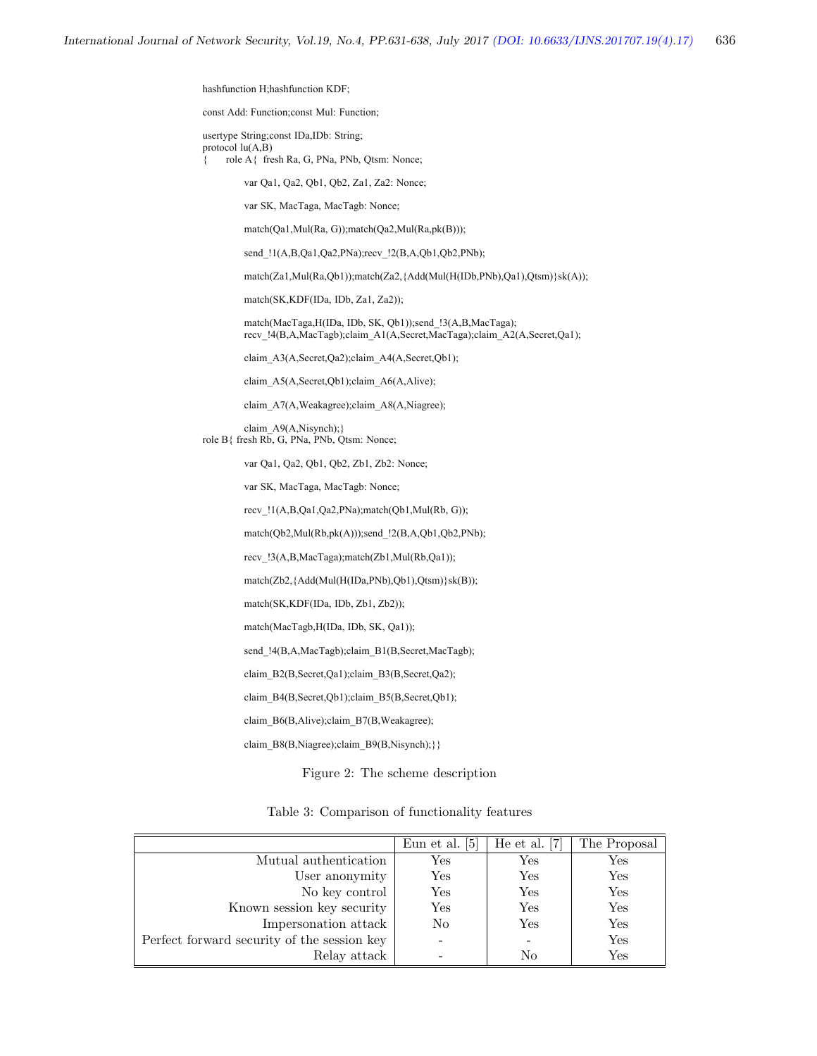```
hashfunction H;hashfunction KDF;

const Add: Function;const Mul: Function;

usertype String;const IDa,IDb: String;
protocol lu(A,B)
{      role A{  fresh Ra, G, PNa, PNb, Qtsm: Nonce;

            var Qa1, Qa2, Qb1, Qb2, Za1, Za2: Nonce;

            var SK, MacTaga, MacTagb: Nonce;

            match(Qa1,Mul(Ra, G));match(Qa2,Mul(Ra,pk(B)));

            send_!1(A,B,Qa1,Qa2,PNa);recv_!2(B,A,Qb1,Qb2,PNb);

            match(Za1,Mul(Ra,Qb1));match(Za2,{Add(Mul(H(IDb,PNb),Qa1),Qtsm)}sk(A));

            match(SK,KDF(IDa, IDb, Za1, Za2));

            match(MacTaga,H(IDa, IDb, SK, Qb1));send_!3(A,B,MacTaga);
            recv_!4(B,A,MacTagb);claim_A1(A,Secret,MacTaga);claim_A2(A,Secret,Qa1);

            claim_A3(A,Secret,Qa2);claim_A4(A,Secret,Qb1);

            claim_A5(A,Secret,Qb1);claim_A6(A,Alive);

            claim_A7(A,Weakagree);claim_A8(A,Niagree);

            claim_A9(A,Nisynch);}
role B{ fresh Rb, G, PNa, PNb, Qtsm: Nonce;

            var Qa1, Qa2, Qb1, Qb2, Zb1, Zb2: Nonce;

            var SK, MacTaga, MacTagb: Nonce;

            recv_!1(A,B,Qa1,Qa2,PNa);match(Qb1,Mul(Rb, G));

            match(Qb2,Mul(Rb,pk(A)));send_!2(B,A,Qb1,Qb2,PNb);

            recv_!3(A,B,MacTaga);match(Zb1,Mul(Rb,Qa1));

            match(Zb2,{Add(Mul(H(IDa,PNb),Qb1),Qtsm)}sk(B));

            match(SK,KDF(IDa, IDb, Zb1, Zb2));

            match(MacTagb,H(IDa, IDb, SK, Qa1));

            send_!4(B,A,MacTagb);claim_B1(B,Secret,MacTagb);

            claim_B2(B,Secret,Qa1);claim_B3(B,Secret,Qa2);

            claim_B4(B,Secret,Qb1);claim_B5(B,Secret,Qb1);

            claim_B6(B,Alive);claim_B7(B,Weakagree);

            claim_B8(B,Niagree);claim_B9(B,Nisynch);}}
```

Figure 2: The scheme description

Table 3: Comparison of functionality features

| | Eun et al. [5] | He et al. [7] | The Proposal |
|---:|:---:|:---:|:---:|
| Mutual authentication | Yes | Yes | Yes |
| User anonymity | Yes | Yes | Yes |
| No key control | Yes | Yes | Yes |
| Known session key security | Yes | Yes | Yes |
| Impersonation attack | No | Yes | Yes |
| Perfect forward security of the session key | - | - | Yes |
| Relay attack | - | No | Yes |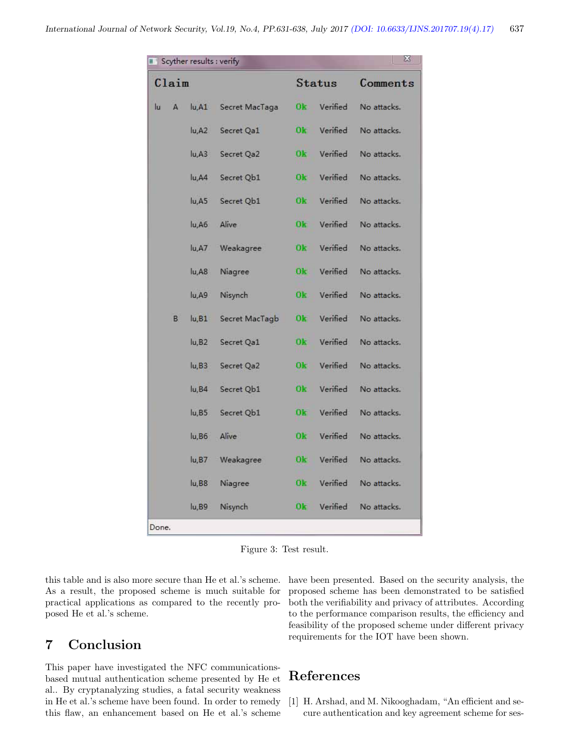| Claim | | | | Status | | Comments |
|---|---|---|---|---|---|---|
| Iu | A | Iu,A1 | Secret MacTaga | Ok | Verified | No attacks. |
| | | Iu,A2 | Secret Qa1 | Ok | Verified | No attacks. |
| | | Iu,A3 | Secret Qa2 | Ok | Verified | No attacks. |
| | | Iu,A4 | Secret Qb1 | Ok | Verified | No attacks. |
| | | Iu,A5 | Secret Qb1 | Ok | Verified | No attacks. |
| | | Iu,A6 | Alive | Ok | Verified | No attacks. |
| | | Iu,A7 | Weakagree | Ok | Verified | No attacks. |
| | | Iu,A8 | Niagree | Ok | Verified | No attacks. |
| | | Iu,A9 | Nisynch | Ok | Verified | No attacks. |
| | B | Iu,B1 | Secret MacTagb | Ok | Verified | No attacks. |
| | | Iu,B2 | Secret Qa1 | Ok | Verified | No attacks. |
| | | Iu,B3 | Secret Qa2 | Ok | Verified | No attacks. |
| | | Iu,B4 | Secret Qb1 | Ok | Verified | No attacks. |
| | | Iu,B5 | Secret Qb1 | Ok | Verified | No attacks. |
| | | Iu,B6 | Alive | Ok | Verified | No attacks. |
| | | Iu,B7 | Weakagree | Ok | Verified | No attacks. |
| | | Iu,B8 | Niagree | Ok | Verified | No attacks. |
| | | Iu,B9 | Nisynch | Ok | Verified | No attacks. |

Figure 3: Test result.

this table and is also more secure than He et al.'s scheme. As a result, the proposed scheme is much suitable for practical applications as compared to the recently proposed He et al.'s scheme.

## 7 Conclusion

This paper have investigated the NFC communications-based mutual authentication scheme presented by He et al.. By cryptanalyzing studies, a fatal security weakness in He et al.'s scheme have been found. In order to remedy this flaw, an enhancement based on He et al.'s scheme have been presented. Based on the security analysis, the proposed scheme has been demonstrated to be satisfied both the verifiability and privacy of attributes. According to the performance comparison results, the efficiency and feasibility of the proposed scheme under different privacy requirements for the IOT have been shown.

## References

[1] H. Arshad, and M. Nikooghadam, "An efficient and secure authentication and key agreement scheme for ses-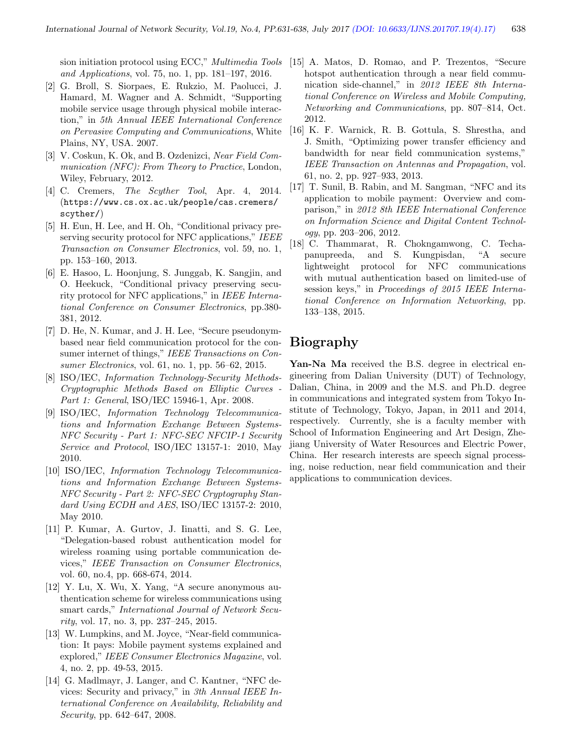sion initiation protocol using ECC," *Multimedia Tools and Applications*, vol. 75, no. 1, pp. 181–197, 2016.

[2] G. Broll, S. Siorpaes, E. Rukzio, M. Paolucci, J. Hamard, M. Wagner and A. Schmidt, "Supporting mobile service usage through physical mobile interaction," in *5th Annual IEEE International Conference on Pervasive Computing and Communications*, White Plains, NY, USA. 2007.

[3] V. Coskun, K. Ok, and B. Ozdenizci, *Near Field Communication (NFC): From Theory to Practice*, London, Wiley, February, 2012.

[4] C. Cremers, *The Scyther Tool*, Apr. 4, 2014. (https://www.cs.ox.ac.uk/people/cas.cremers/scyther/)

[5] H. Eun, H. Lee, and H. Oh, "Conditional privacy preserving security protocol for NFC applications," *IEEE Transaction on Consumer Electronics*, vol. 59, no. 1, pp. 153–160, 2013.

[6] E. Hasoo, L. Hoonjung, S. Junggab, K. Sangjin, and O. Heekuck, "Conditional privacy preserving security protocol for NFC applications," in *IEEE International Conference on Consumer Electronics*, pp.380-381, 2012.

[7] D. He, N. Kumar, and J. H. Lee, "Secure pseudonym-based near field communication protocol for the consumer internet of things," *IEEE Transactions on Consumer Electronics*, vol. 61, no. 1, pp. 56–62, 2015.

[8] ISO/IEC, *Information Technology-Security Methods-Cryptographic Methods Based on Elliptic Curves - Part 1: General*, ISO/IEC 15946-1, Apr. 2008.

[9] ISO/IEC, *Information Technology Telecommunications and Information Exchange Between Systems-NFC Security - Part 1: NFC-SEC NFCIP-1 Security Service and Protocol*, ISO/IEC 13157-1: 2010, May 2010.

[10] ISO/IEC, *Information Technology Telecommunications and Information Exchange Between Systems-NFC Security - Part 2: NFC-SEC Cryptography Standard Using ECDH and AES*, ISO/IEC 13157-2: 2010, May 2010.

[11] P. Kumar, A. Gurtov, J. Iinatti, and S. G. Lee, "Delegation-based robust authentication model for wireless roaming using portable communication devices," *IEEE Transaction on Consumer Electronics*, vol. 60, no.4, pp. 668-674, 2014.

[12] Y. Lu, X. Wu, X. Yang, "A secure anonymous authentication scheme for wireless communications using smart cards," *International Journal of Network Security*, vol. 17, no. 3, pp. 237–245, 2015.

[13] W. Lumpkins, and M. Joyce, "Near-field communication: It pays: Mobile payment systems explained and explored," *IEEE Consumer Electronics Magazine*, vol. 4, no. 2, pp. 49-53, 2015.

[14] G. Madlmayr, J. Langer, and C. Kantner, "NFC devices: Security and privacy," in *3th Annual IEEE International Conference on Availability, Reliability and Security*, pp. 642–647, 2008.

[15] A. Matos, D. Romao, and P. Trezentos, "Secure hotspot authentication through a near field communication side-channel," in *2012 IEEE 8th International Conference on Wireless and Mobile Computing, Networking and Communications*, pp. 807–814, Oct. 2012.

[16] K. F. Warnick, R. B. Gottula, S. Shrestha, and J. Smith, "Optimizing power transfer efficiency and bandwidth for near field communication systems," *IEEE Transaction on Antennas and Propagation*, vol. 61, no. 2, pp. 927–933, 2013.

[17] T. Sunil, B. Rabin, and M. Sangman, "NFC and its application to mobile payment: Overview and comparison," in *2012 8th IEEE International Conference on Information Science and Digital Content Technology*, pp. 203–206, 2012.

[18] C. Thammarat, R. Chokngamwong, C. Techapanupreeda, and S. Kungpisdan, "A secure lightweight protocol for NFC communications with mutual authentication based on limited-use of session keys," in *Proceedings of 2015 IEEE International Conference on Information Networking*, pp. 133–138, 2015.

# Biography

**Yan-Na Ma** received the B.S. degree in electrical engineering from Dalian University (DUT) of Technology, Dalian, China, in 2009 and the M.S. and Ph.D. degree in communications and integrated system from Tokyo Institute of Technology, Tokyo, Japan, in 2011 and 2014, respectively. Currently, she is a faculty member with School of Information Engineering and Art Design, Zhejiang University of Water Resources and Electric Power, China. Her research interests are speech signal processing, noise reduction, near field communication and their applications to communication devices.